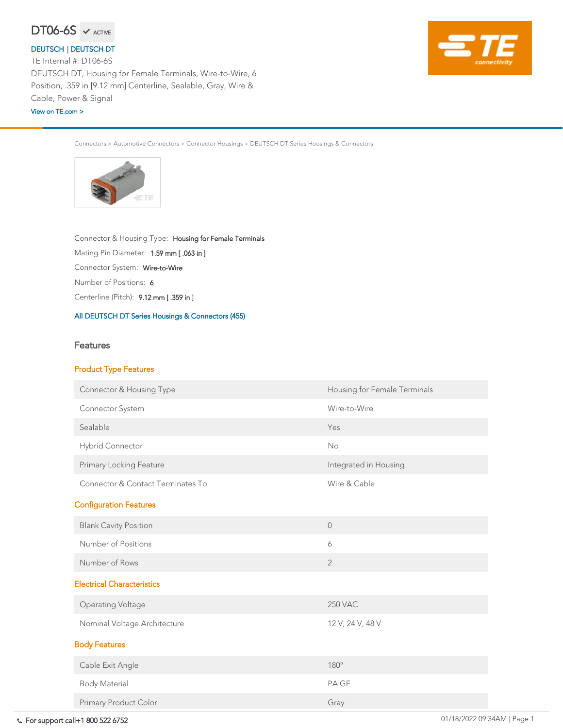# DT06-6S ✔ ACTIVE

DEUTSCH | DEUTSCH DT

TE Internal #: DT06-6S

DEUTSCH DT, Housing for Female Terminals, Wire-to-Wire, 6 Position, .359 in [9.12 mm] Centerline, Sealable, Gray, Wire & Cable, Power & Signal

View on TE.com >

Connectors > Automotive Connectors > Connector Housings > DEUTSCH DT Series Housings & Connectors

Connector & Housing Type: **Housing for Female Terminals**

Mating Pin Diameter: **1.59 mm [ .063 in ]**

Connector System: **Wire-to-Wire**

Number of Positions: **6**

Centerline (Pitch): **9.12 mm [ .359 in ]**

All DEUTSCH DT Series Housings & Connectors (455)

## Features

### Product Type Features

| | |
|---|---|
| Connector & Housing Type | Housing for Female Terminals |
| Connector System | Wire-to-Wire |
| Sealable | Yes |
| Hybrid Connector | No |
| Primary Locking Feature | Integrated in Housing |
| Connector & Contact Terminates To | Wire & Cable |

### Configuration Features

| | |
|---|---|
| Blank Cavity Position | 0 |
| Number of Positions | 6 |
| Number of Rows | 2 |

### Electrical Characteristics

| | |
|---|---|
| Operating Voltage | 250 VAC |
| Nominal Voltage Architecture | 12 V, 24 V, 48 V |

### Body Features

| | |
|---|---|
| Cable Exit Angle | 180° |
| Body Material | PA GF |
| Primary Product Color | Gray |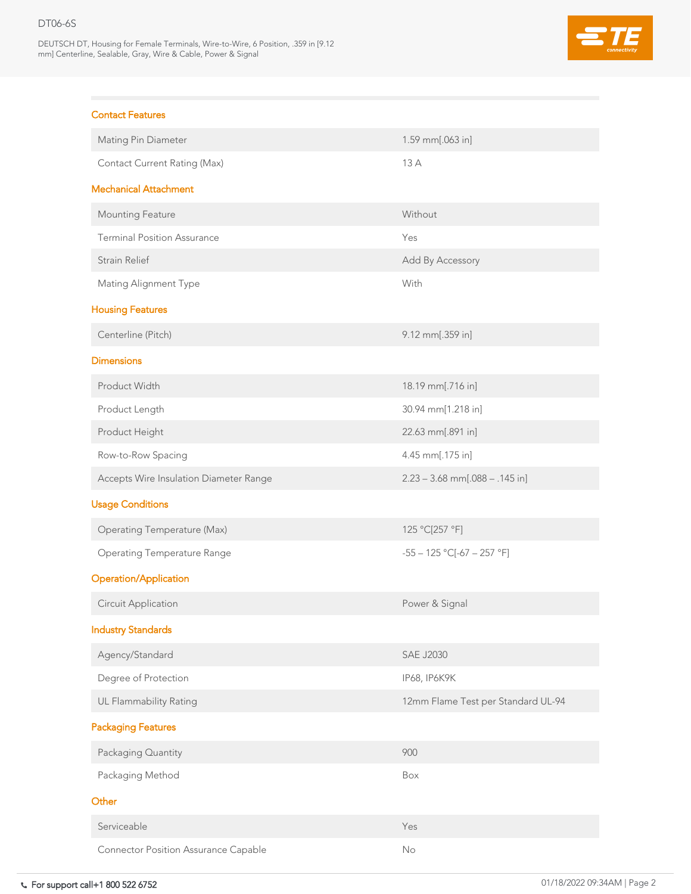## Contact Features

| | |
|---|---|
| Mating Pin Diameter | 1.59 mm[.063 in] |
| Contact Current Rating (Max) | 13 A |

## Mechanical Attachment

| | |
|---|---|
| Mounting Feature | Without |
| Terminal Position Assurance | Yes |
| Strain Relief | Add By Accessory |
| Mating Alignment Type | With |

## Housing Features

| | |
|---|---|
| Centerline (Pitch) | 9.12 mm[.359 in] |

## Dimensions

| | |
|---|---|
| Product Width | 18.19 mm[.716 in] |
| Product Length | 30.94 mm[1.218 in] |
| Product Height | 22.63 mm[.891 in] |
| Row-to-Row Spacing | 4.45 mm[.175 in] |
| Accepts Wire Insulation Diameter Range | 2.23 – 3.68 mm[.088 – .145 in] |

## Usage Conditions

| | |
|---|---|
| Operating Temperature (Max) | 125 °C[257 °F] |
| Operating Temperature Range | -55 – 125 °C[-67 – 257 °F] |

## Operation/Application

| | |
|---|---|
| Circuit Application | Power & Signal |

## Industry Standards

| | |
|---|---|
| Agency/Standard | SAE J2030 |
| Degree of Protection | IP68, IP6K9K |
| UL Flammability Rating | 12mm Flame Test per Standard UL-94 |

## Packaging Features

| | |
|---|---|
| Packaging Quantity | 900 |
| Packaging Method | Box |

## Other

| | |
|---|---|
| Serviceable | Yes |
| Connector Position Assurance Capable | No |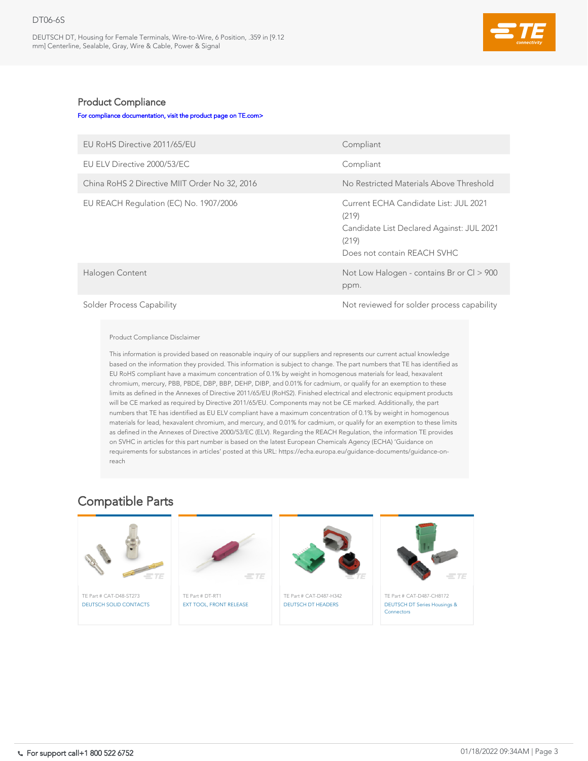## Product Compliance

For compliance documentation, visit the product page on TE.com>

| | |
|---|---|
| EU RoHS Directive 2011/65/EU | Compliant |
| EU ELV Directive 2000/53/EC | Compliant |
| China RoHS 2 Directive MIIT Order No 32, 2016 | No Restricted Materials Above Threshold |
| EU REACH Regulation (EC) No. 1907/2006 | Current ECHA Candidate List: JUL 2021 (219)<br>Candidate List Declared Against: JUL 2021 (219)<br>Does not contain REACH SVHC |
| Halogen Content | Not Low Halogen - contains Br or Cl > 900 ppm. |
| Solder Process Capability | Not reviewed for solder process capability |

Product Compliance Disclaimer

This information is provided based on reasonable inquiry of our suppliers and represents our current actual knowledge based on the information they provided. This information is subject to change. The part numbers that TE has identified as EU RoHS compliant have a maximum concentration of 0.1% by weight in homogenous materials for lead, hexavalent chromium, mercury, PBB, PBDE, DBP, BBP, DEHP, DIBP, and 0.01% for cadmium, or qualify for an exemption to these limits as defined in the Annexes of Directive 2011/65/EU (RoHS2). Finished electrical and electronic equipment products will be CE marked as required by Directive 2011/65/EU. Components may not be CE marked. Additionally, the part numbers that TE has identified as EU ELV compliant have a maximum concentration of 0.1% by weight in homogenous materials for lead, hexavalent chromium, and mercury, and 0.01% for cadmium, or qualify for an exemption to these limits as defined in the Annexes of Directive 2000/53/EC (ELV). Regarding the REACH Regulation, the information TE provides on SVHC in articles for this part number is based on the latest European Chemicals Agency (ECHA) 'Guidance on requirements for substances in articles' posted at this URL: https://echa.europa.eu/guidance-documents/guidance-on-reach

# Compatible Parts

TE Part # CAT-D48-ST273
DEUTSCH SOLID CONTACTS

TE Part # DT-RT1
EXT TOOL, FRONT RELEASE

TE Part # CAT-D487-H342
DEUTSCH DT HEADERS

TE Part # CAT-D487-CH8172
DEUTSCH DT Series Housings & Connectors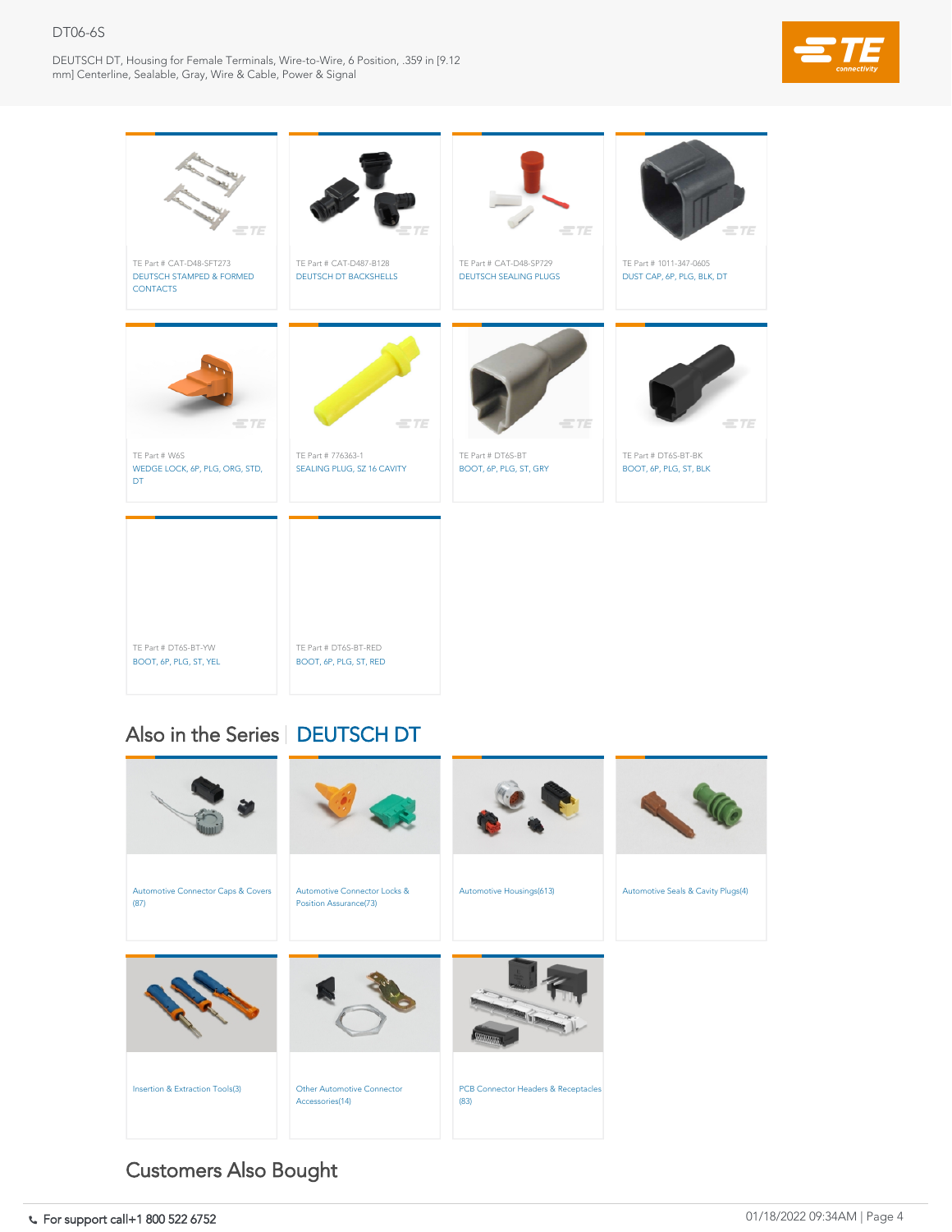TE Part # CAT-D48-SFT273
DEUTSCH STAMPED & FORMED CONTACTS

TE Part # CAT-D487-B128
DEUTSCH DT BACKSHELLS

TE Part # CAT-D48-SP729
DEUTSCH SEALING PLUGS

TE Part # 1011-347-0605
DUST CAP, 6P, PLG, BLK, DT

TE Part # W6S
WEDGE LOCK, 6P, PLG, ORG, STD, DT

TE Part # 776363-1
SEALING PLUG, SZ 16 CAVITY

TE Part # DT6S-BT
BOOT, 6P, PLG, ST, GRY

TE Part # DT6S-BT-BK
BOOT, 6P, PLG, ST, BLK

TE Part # DT6S-BT-YW
BOOT, 6P, PLG, ST, YEL

TE Part # DT6S-BT-RED
BOOT, 6P, PLG, ST, RED

## Also in the Series | DEUTSCH DT

Automotive Connector Caps & Covers (87)

Automotive Connector Locks & Position Assurance(73)

Automotive Housings(613)

Automotive Seals & Cavity Plugs(4)

Insertion & Extraction Tools(3)

Other Automotive Connector Accessories(14)

PCB Connector Headers & Receptacles (83)

## Customers Also Bought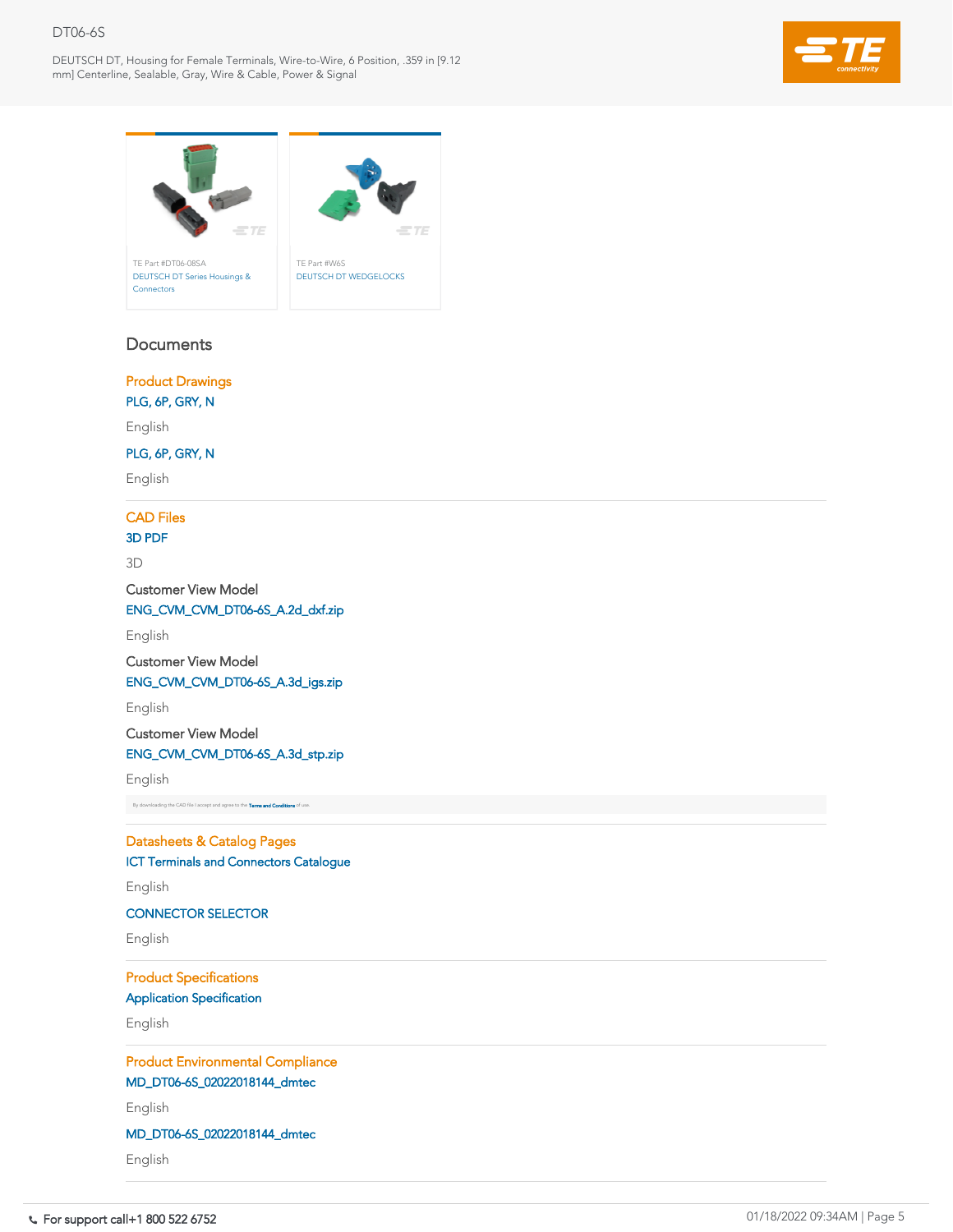TE Part #DT06-08SA
DEUTSCH DT Series Housings & Connectors

TE Part #W6S
DEUTSCH DT WEDGELOCKS

## Documents

### Product Drawings

PLG, 6P, GRY, N

English

PLG, 6P, GRY, N

English

### CAD Files

3D PDF

3D

Customer View Model

ENG_CVM_CVM_DT06-6S_A.2d_dxf.zip

English

Customer View Model

ENG_CVM_CVM_DT06-6S_A.3d_igs.zip

English

Customer View Model

ENG_CVM_CVM_DT06-6S_A.3d_stp.zip

English

By downloading the CAD file I accept and agree to the Terms and Conditions of use.

### Datasheets & Catalog Pages

ICT Terminals and Connectors Catalogue

English

CONNECTOR SELECTOR

English

### Product Specifications

Application Specification

English

### Product Environmental Compliance

MD_DT06-6S_02022018144_dmtec

English

MD_DT06-6S_02022018144_dmtec

English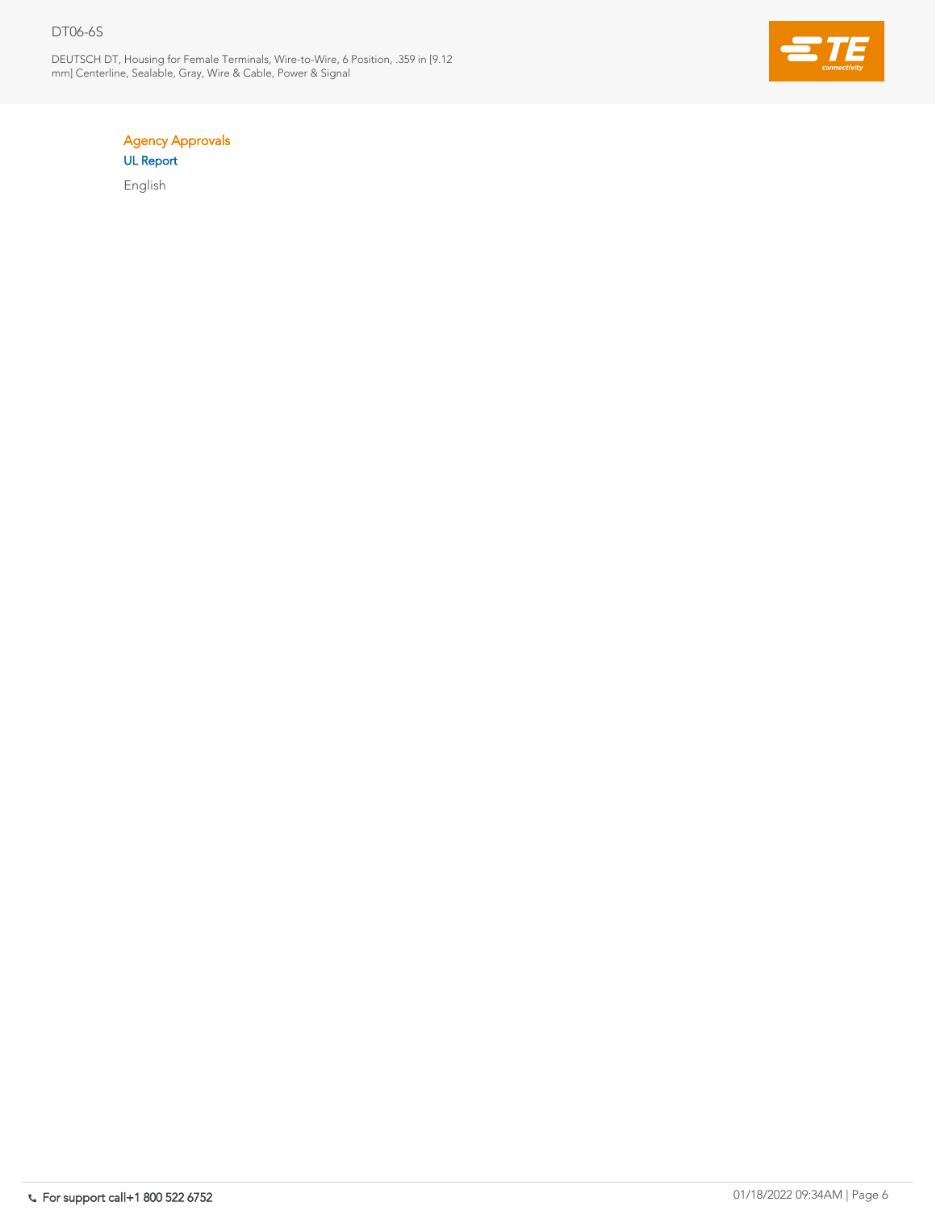### Agency Approvals

#### UL Report

English